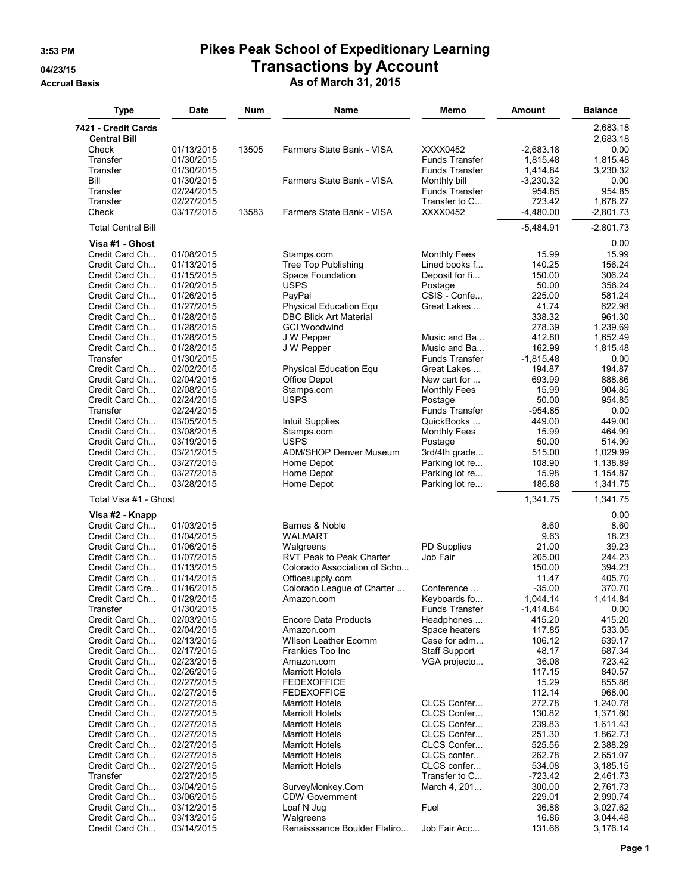# Pikes Peak School of Expeditionary Learning

## Transactions by Account

### As of March 31, 2015

3:53 PM
04/23/15
Accrual Basis

| Type | Date | Num | Name | Memo | Amount | Balance |
|---|---|---|---|---|---|---|
| **7421 - Credit Cards** | | | | | | 2,683.18 |
| **Central Bill** | | | | | | 2,683.18 |
| Check | 01/13/2015 | 13505 | Farmers State Bank - VISA | XXXX0452 | -2,683.18 | 0.00 |
| Transfer | 01/30/2015 | | | Funds Transfer | 1,815.48 | 1,815.48 |
| Transfer | 01/30/2015 | | | Funds Transfer | 1,414.84 | 3,230.32 |
| Bill | 01/30/2015 | | Farmers State Bank - VISA | Monthly bill | -3,230.32 | 0.00 |
| Transfer | 02/24/2015 | | | Funds Transfer | 954.85 | 954.85 |
| Transfer | 02/27/2015 | | | Transfer to C... | 723.42 | 1,678.27 |
| Check | 03/17/2015 | 13583 | Farmers State Bank - VISA | XXXX0452 | -4,480.00 | -2,801.73 |
| Total Central Bill | | | | | -5,484.91 | -2,801.73 |
| **Visa #1 - Ghost** | | | | | | 0.00 |
| Credit Card Ch... | 01/08/2015 | | Stamps.com | Monthly Fees | 15.99 | 15.99 |
| Credit Card Ch... | 01/13/2015 | | Tree Top Publishing | Lined books f... | 140.25 | 156.24 |
| Credit Card Ch... | 01/15/2015 | | Space Foundation | Deposit for fi... | 150.00 | 306.24 |
| Credit Card Ch... | 01/20/2015 | | USPS | Postage | 50.00 | 356.24 |
| Credit Card Ch... | 01/26/2015 | | PayPal | CSIS - Confe... | 225.00 | 581.24 |
| Credit Card Ch... | 01/27/2015 | | Physical Education Equ | Great Lakes ... | 41.74 | 622.98 |
| Credit Card Ch... | 01/28/2015 | | DBC Blick Art Material | | 338.32 | 961.30 |
| Credit Card Ch... | 01/28/2015 | | GCI Woodwind | | 278.39 | 1,239.69 |
| Credit Card Ch... | 01/28/2015 | | J W Pepper | Music and Ba... | 412.80 | 1,652.49 |
| Credit Card Ch... | 01/28/2015 | | J W Pepper | Music and Ba... | 162.99 | 1,815.48 |
| Transfer | 01/30/2015 | | | Funds Transfer | -1,815.48 | 0.00 |
| Credit Card Ch... | 02/02/2015 | | Physical Education Equ | Great Lakes ... | 194.87 | 194.87 |
| Credit Card Ch... | 02/04/2015 | | Office Depot | New cart for ... | 693.99 | 888.86 |
| Credit Card Ch... | 02/08/2015 | | Stamps.com | Monthly Fees | 15.99 | 904.85 |
| Credit Card Ch... | 02/24/2015 | | USPS | Postage | 50.00 | 954.85 |
| Transfer | 02/24/2015 | | | Funds Transfer | -954.85 | 0.00 |
| Credit Card Ch... | 03/05/2015 | | Intuit Supplies | QuickBooks ... | 449.00 | 449.00 |
| Credit Card Ch... | 03/08/2015 | | Stamps.com | Monthly Fees | 15.99 | 464.99 |
| Credit Card Ch... | 03/19/2015 | | USPS | Postage | 50.00 | 514.99 |
| Credit Card Ch... | 03/21/2015 | | ADM/SHOP Denver Museum | 3rd/4th grade... | 515.00 | 1,029.99 |
| Credit Card Ch... | 03/27/2015 | | Home Depot | Parking lot re... | 108.90 | 1,138.89 |
| Credit Card Ch... | 03/27/2015 | | Home Depot | Parking lot re... | 15.98 | 1,154.87 |
| Credit Card Ch... | 03/28/2015 | | Home Depot | Parking lot re... | 186.88 | 1,341.75 |
| Total Visa #1 - Ghost | | | | | 1,341.75 | 1,341.75 |
| **Visa #2 - Knapp** | | | | | | 0.00 |
| Credit Card Ch... | 01/03/2015 | | Barnes & Noble | | 8.60 | 8.60 |
| Credit Card Ch... | 01/04/2015 | | WALMART | | 9.63 | 18.23 |
| Credit Card Ch... | 01/06/2015 | | Walgreens | PD Supplies | 21.00 | 39.23 |
| Credit Card Ch... | 01/07/2015 | | RVT Peak to Peak Charter | Job Fair | 205.00 | 244.23 |
| Credit Card Ch... | 01/13/2015 | | Colorado Association of Scho... | | 150.00 | 394.23 |
| Credit Card Ch... | 01/14/2015 | | Officesupply.com | | 11.47 | 405.70 |
| Credit Card Cre... | 01/16/2015 | | Colorado League of Charter ... | Conference ... | -35.00 | 370.70 |
| Credit Card Ch... | 01/29/2015 | | Amazon.com | Keyboards fo... | 1,044.14 | 1,414.84 |
| Transfer | 01/30/2015 | | | Funds Transfer | -1,414.84 | 0.00 |
| Credit Card Ch... | 02/03/2015 | | Encore Data Products | Headphones ... | 415.20 | 415.20 |
| Credit Card Ch... | 02/04/2015 | | Amazon.com | Space heaters | 117.85 | 533.05 |
| Credit Card Ch... | 02/13/2015 | | WIlson Leather Ecomm | Case for adm... | 106.12 | 639.17 |
| Credit Card Ch... | 02/17/2015 | | Frankies Too Inc | Staff Support | 48.17 | 687.34 |
| Credit Card Ch... | 02/23/2015 | | Amazon.com | VGA projecto... | 36.08 | 723.42 |
| Credit Card Ch... | 02/26/2015 | | Marriott Hotels | | 117.15 | 840.57 |
| Credit Card Ch... | 02/27/2015 | | FEDEXOFFICE | | 15.29 | 855.86 |
| Credit Card Ch... | 02/27/2015 | | FEDEXOFFICE | | 112.14 | 968.00 |
| Credit Card Ch... | 02/27/2015 | | Marriott Hotels | CLCS Confer... | 272.78 | 1,240.78 |
| Credit Card Ch... | 02/27/2015 | | Marriott Hotels | CLCS Confer... | 130.82 | 1,371.60 |
| Credit Card Ch... | 02/27/2015 | | Marriott Hotels | CLCS Confer... | 239.83 | 1,611.43 |
| Credit Card Ch... | 02/27/2015 | | Marriott Hotels | CLCS Confer... | 251.30 | 1,862.73 |
| Credit Card Ch... | 02/27/2015 | | Marriott Hotels | CLCS Confer... | 525.56 | 2,388.29 |
| Credit Card Ch... | 02/27/2015 | | Marriott Hotels | CLCS confer... | 262.78 | 2,651.07 |
| Credit Card Ch... | 02/27/2015 | | Marriott Hotels | CLCS confer... | 534.08 | 3,185.15 |
| Transfer | 02/27/2015 | | | Transfer to C... | -723.42 | 2,461.73 |
| Credit Card Ch... | 03/04/2015 | | SurveyMonkey.Com | March 4, 201... | 300.00 | 2,761.73 |
| Credit Card Ch... | 03/06/2015 | | CDW Government | | 229.01 | 2,990.74 |
| Credit Card Ch... | 03/12/2015 | | Loaf N Jug | Fuel | 36.88 | 3,027.62 |
| Credit Card Ch... | 03/13/2015 | | Walgreens | | 16.86 | 3,044.48 |
| Credit Card Ch... | 03/14/2015 | | Renaisssance Boulder Flatiro... | Job Fair Acc... | 131.66 | 3,176.14 |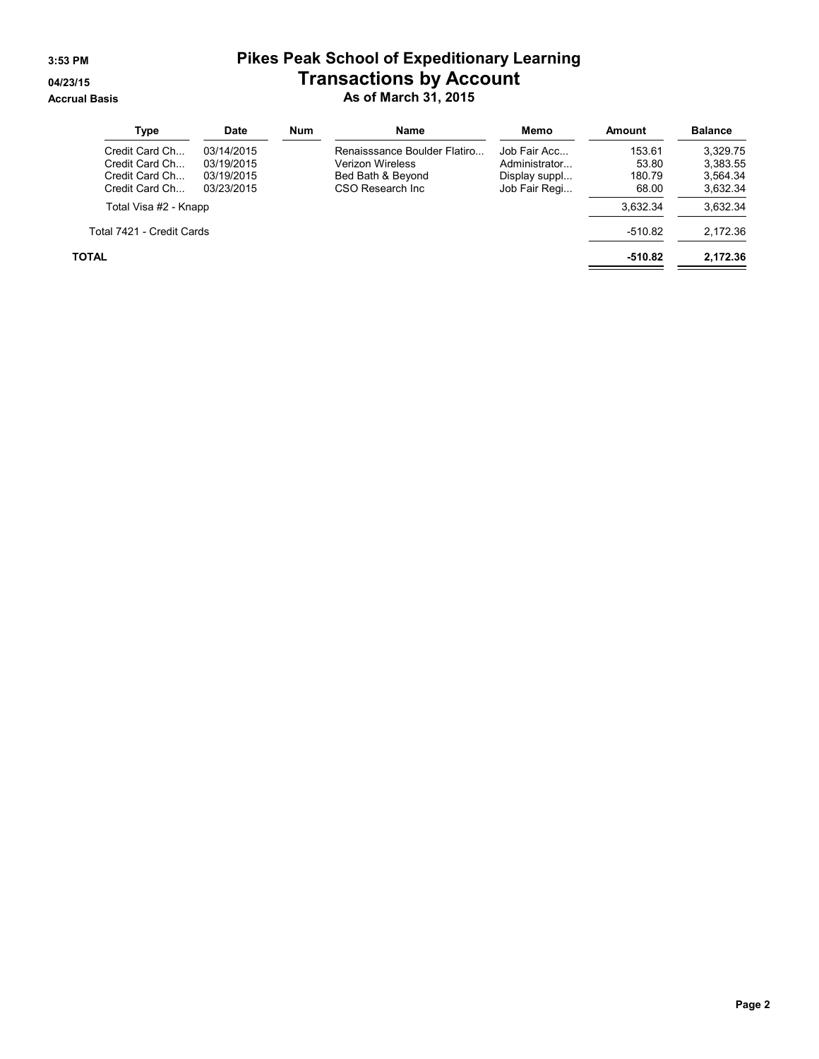# Pikes Peak School of Expeditionary Learning

## Transactions by Account

### As of March 31, 2015

3:53 PM

04/23/15

Accrual Basis

| Type | Date | Num | Name | Memo | Amount | Balance |
|---|---|---|---|---|---|---|
| Credit Card Ch... | 03/14/2015 | | Renaisssance Boulder Flatiro... | Job Fair Acc... | 153.61 | 3,329.75 |
| Credit Card Ch... | 03/19/2015 | | Verizon Wireless | Administrator... | 53.80 | 3,383.55 |
| Credit Card Ch... | 03/19/2015 | | Bed Bath & Beyond | Display suppl... | 180.79 | 3,564.34 |
| Credit Card Ch... | 03/23/2015 | | CSO Research Inc | Job Fair Regi... | 68.00 | 3,632.34 |
| Total Visa #2 - Knapp | | | | | 3,632.34 | 3,632.34 |
| Total 7421 - Credit Cards | | | | | -510.82 | 2,172.36 |
| **TOTAL** | | | | | **-510.82** | **2,172.36** |